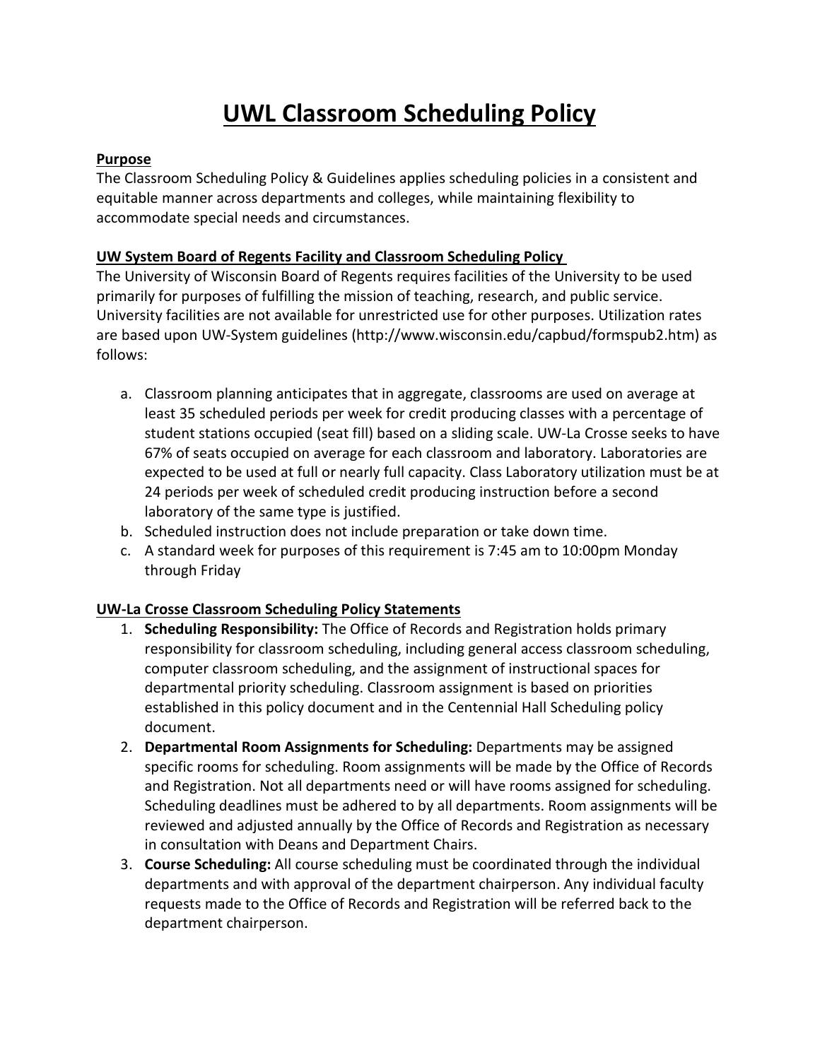# UWL Classroom Scheduling Policy

## Purpose

The Classroom Scheduling Policy & Guidelines applies scheduling policies in a consistent and equitable manner across departments and colleges, while maintaining flexibility to accommodate special needs and circumstances.

## UW System Board of Regents Facility and Classroom Scheduling Policy

The University of Wisconsin Board of Regents requires facilities of the University to be used primarily for purposes of fulfilling the mission of teaching, research, and public service. University facilities are not available for unrestricted use for other purposes. Utilization rates are based upon UW-System guidelines (http://www.wisconsin.edu/capbud/formspub2.htm) as follows:

a. Classroom planning anticipates that in aggregate, classrooms are used on average at least 35 scheduled periods per week for credit producing classes with a percentage of student stations occupied (seat fill) based on a sliding scale. UW-La Crosse seeks to have 67% of seats occupied on average for each classroom and laboratory. Laboratories are expected to be used at full or nearly full capacity. Class Laboratory utilization must be at 24 periods per week of scheduled credit producing instruction before a second laboratory of the same type is justified.
b. Scheduled instruction does not include preparation or take down time.
c. A standard week for purposes of this requirement is 7:45 am to 10:00pm Monday through Friday

## UW-La Crosse Classroom Scheduling Policy Statements

1. **Scheduling Responsibility:** The Office of Records and Registration holds primary responsibility for classroom scheduling, including general access classroom scheduling, computer classroom scheduling, and the assignment of instructional spaces for departmental priority scheduling. Classroom assignment is based on priorities established in this policy document and in the Centennial Hall Scheduling policy document.
2. **Departmental Room Assignments for Scheduling:** Departments may be assigned specific rooms for scheduling. Room assignments will be made by the Office of Records and Registration. Not all departments need or will have rooms assigned for scheduling. Scheduling deadlines must be adhered to by all departments. Room assignments will be reviewed and adjusted annually by the Office of Records and Registration as necessary in consultation with Deans and Department Chairs.
3. **Course Scheduling:** All course scheduling must be coordinated through the individual departments and with approval of the department chairperson. Any individual faculty requests made to the Office of Records and Registration will be referred back to the department chairperson.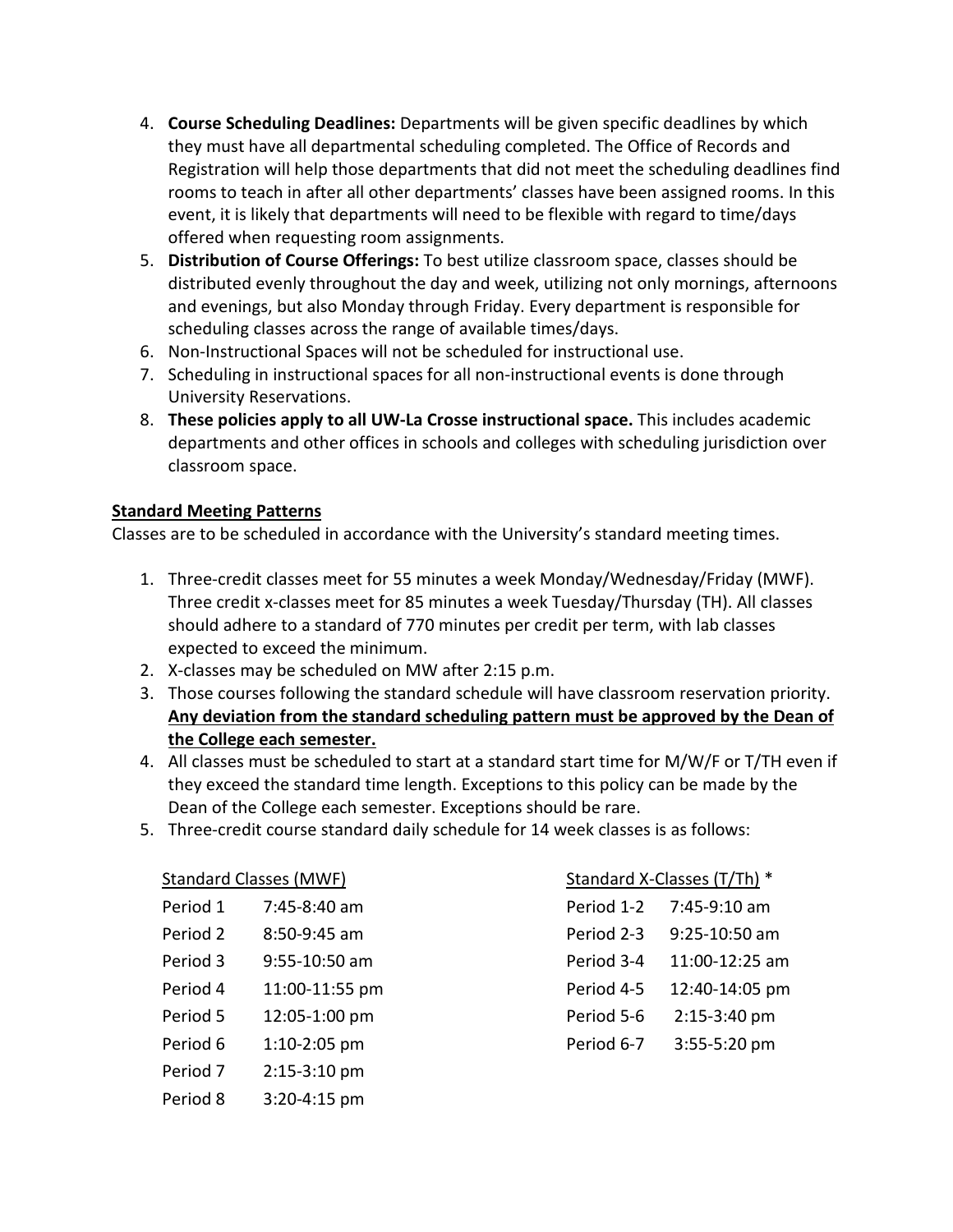4. **Course Scheduling Deadlines:** Departments will be given specific deadlines by which they must have all departmental scheduling completed. The Office of Records and Registration will help those departments that did not meet the scheduling deadlines find rooms to teach in after all other departments' classes have been assigned rooms. In this event, it is likely that departments will need to be flexible with regard to time/days offered when requesting room assignments.
5. **Distribution of Course Offerings:** To best utilize classroom space, classes should be distributed evenly throughout the day and week, utilizing not only mornings, afternoons and evenings, but also Monday through Friday. Every department is responsible for scheduling classes across the range of available times/days.
6. Non-Instructional Spaces will not be scheduled for instructional use.
7. Scheduling in instructional spaces for all non-instructional events is done through University Reservations.
8. **These policies apply to all UW-La Crosse instructional space.** This includes academic departments and other offices in schools and colleges with scheduling jurisdiction over classroom space.

## Standard Meeting Patterns

Classes are to be scheduled in accordance with the University's standard meeting times.

1. Three-credit classes meet for 55 minutes a week Monday/Wednesday/Friday (MWF). Three credit x-classes meet for 85 minutes a week Tuesday/Thursday (TH). All classes should adhere to a standard of 770 minutes per credit per term, with lab classes expected to exceed the minimum.
2. X-classes may be scheduled on MW after 2:15 p.m.
3. Those courses following the standard schedule will have classroom reservation priority. **Any deviation from the standard scheduling pattern must be approved by the Dean of the College each semester.**
4. All classes must be scheduled to start at a standard start time for M/W/F or T/TH even if they exceed the standard time length. Exceptions to this policy can be made by the Dean of the College each semester. Exceptions should be rare.
5. Three-credit course standard daily schedule for 14 week classes is as follows:

| Standard Classes (MWF) | | Standard X-Classes (T/Th) * | |
|---|---|---|---|
| Period 1 | 7:45-8:40 am | Period 1-2 | 7:45-9:10 am |
| Period 2 | 8:50-9:45 am | Period 2-3 | 9:25-10:50 am |
| Period 3 | 9:55-10:50 am | Period 3-4 | 11:00-12:25 am |
| Period 4 | 11:00-11:55 pm | Period 4-5 | 12:40-14:05 pm |
| Period 5 | 12:05-1:00 pm | Period 5-6 | 2:15-3:40 pm |
| Period 6 | 1:10-2:05 pm | Period 6-7 | 3:55-5:20 pm |
| Period 7 | 2:15-3:10 pm | | |
| Period 8 | 3:20-4:15 pm | | |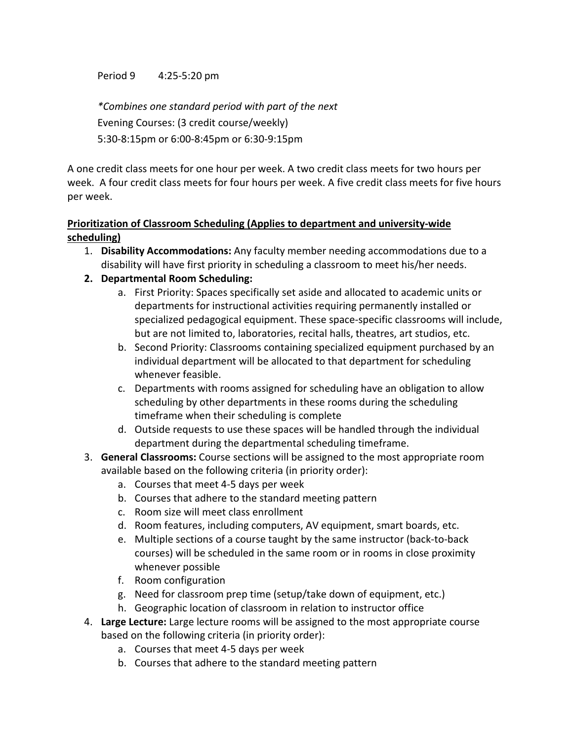Period 9 4:25-5:20 pm

*Combines one standard period with part of the next*
Evening Courses: (3 credit course/weekly)
5:30-8:15pm or 6:00-8:45pm or 6:30-9:15pm

A one credit class meets for one hour per week. A two credit class meets for two hours per week. A four credit class meets for four hours per week. A five credit class meets for five hours per week.

**Prioritization of Classroom Scheduling (Applies to department and university-wide scheduling)**

1. **Disability Accommodations:** Any faculty member needing accommodations due to a disability will have first priority in scheduling a classroom to meet his/her needs.
2. **Departmental Room Scheduling:**
   a. First Priority: Spaces specifically set aside and allocated to academic units or departments for instructional activities requiring permanently installed or specialized pedagogical equipment. These space-specific classrooms will include, but are not limited to, laboratories, recital halls, theatres, art studios, etc.
   b. Second Priority: Classrooms containing specialized equipment purchased by an individual department will be allocated to that department for scheduling whenever feasible.
   c. Departments with rooms assigned for scheduling have an obligation to allow scheduling by other departments in these rooms during the scheduling timeframe when their scheduling is complete
   d. Outside requests to use these spaces will be handled through the individual department during the departmental scheduling timeframe.
3. **General Classrooms:** Course sections will be assigned to the most appropriate room available based on the following criteria (in priority order):
   a. Courses that meet 4-5 days per week
   b. Courses that adhere to the standard meeting pattern
   c. Room size will meet class enrollment
   d. Room features, including computers, AV equipment, smart boards, etc.
   e. Multiple sections of a course taught by the same instructor (back-to-back courses) will be scheduled in the same room or in rooms in close proximity whenever possible
   f. Room configuration
   g. Need for classroom prep time (setup/take down of equipment, etc.)
   h. Geographic location of classroom in relation to instructor office
4. **Large Lecture:** Large lecture rooms will be assigned to the most appropriate course based on the following criteria (in priority order):
   a. Courses that meet 4-5 days per week
   b. Courses that adhere to the standard meeting pattern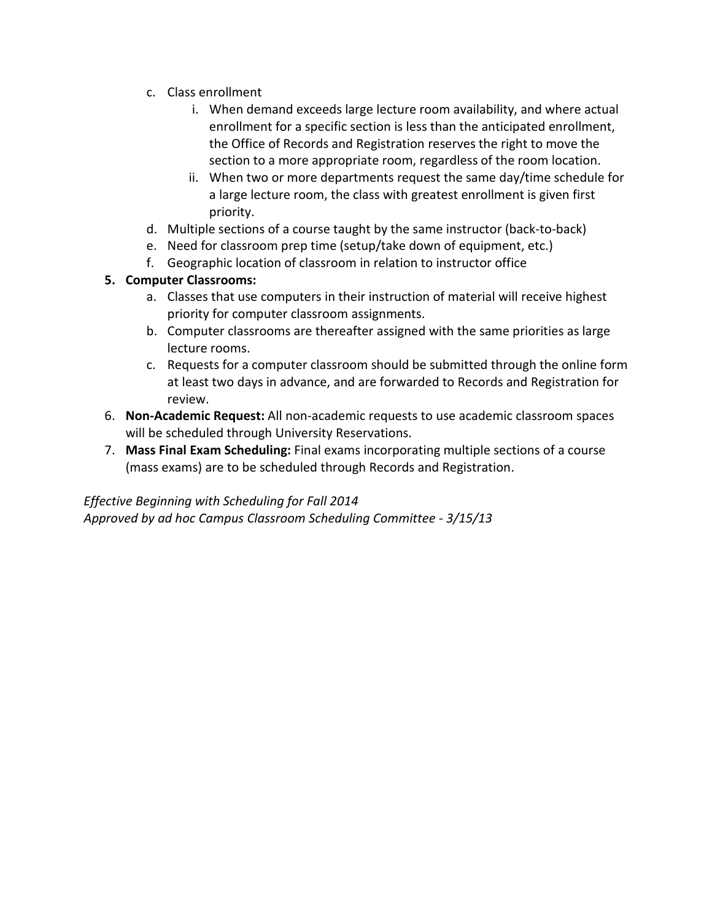c. Class enrollment
    i. When demand exceeds large lecture room availability, and where actual enrollment for a specific section is less than the anticipated enrollment, the Office of Records and Registration reserves the right to move the section to a more appropriate room, regardless of the room location.
    ii. When two or more departments request the same day/time schedule for a large lecture room, the class with greatest enrollment is given first priority.

d. Multiple sections of a course taught by the same instructor (back-to-back)

e. Need for classroom prep time (setup/take down of equipment, etc.)

f. Geographic location of classroom in relation to instructor office

5. **Computer Classrooms:**
    a. Classes that use computers in their instruction of material will receive highest priority for computer classroom assignments.
    b. Computer classrooms are thereafter assigned with the same priorities as large lecture rooms.
    c. Requests for a computer classroom should be submitted through the online form at least two days in advance, and are forwarded to Records and Registration for review.
6. **Non-Academic Request:** All non-academic requests to use academic classroom spaces will be scheduled through University Reservations.
7. **Mass Final Exam Scheduling:** Final exams incorporating multiple sections of a course (mass exams) are to be scheduled through Records and Registration.

*Effective Beginning with Scheduling for Fall 2014*
*Approved by ad hoc Campus Classroom Scheduling Committee - 3/15/13*